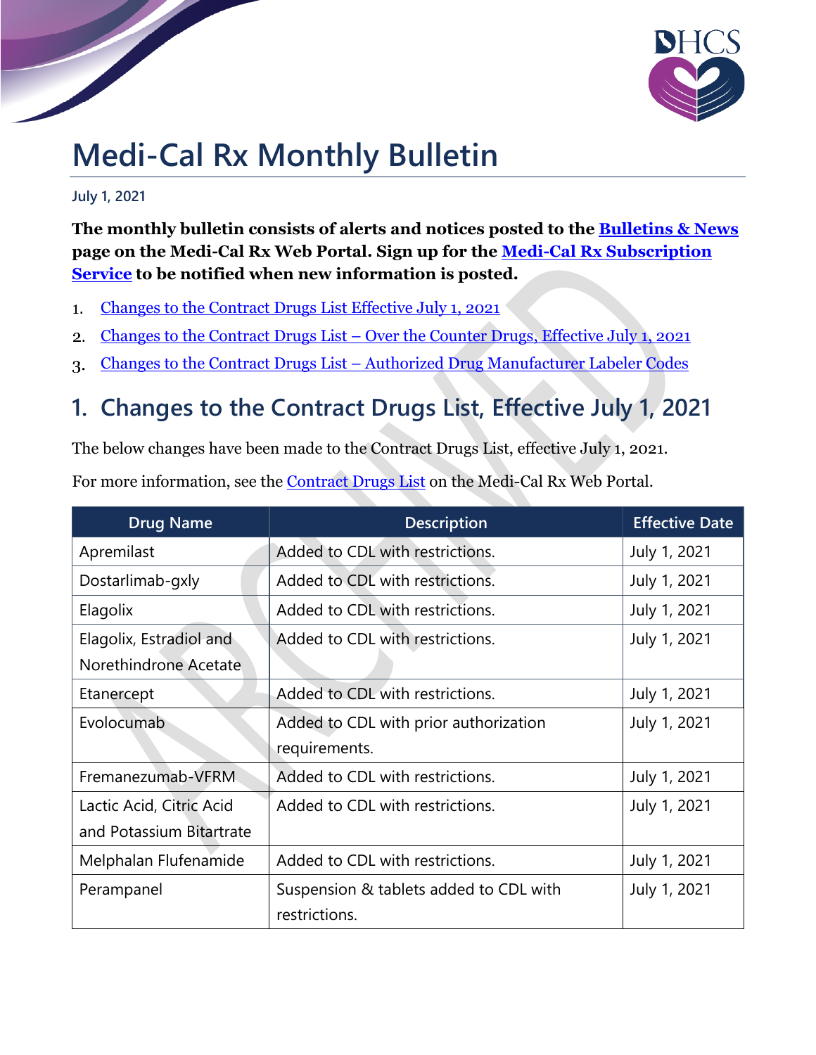# Medi-Cal Rx Monthly Bulletin

**July 1, 2021**

**The monthly bulletin consists of alerts and notices posted to the Bulletins & News page on the Medi-Cal Rx Web Portal. Sign up for the Medi-Cal Rx Subscription Service to be notified when new information is posted.**

1. Changes to the Contract Drugs List Effective July 1, 2021
2. Changes to the Contract Drugs List – Over the Counter Drugs, Effective July 1, 2021
3. Changes to the Contract Drugs List – Authorized Drug Manufacturer Labeler Codes

## 1. Changes to the Contract Drugs List, Effective July 1, 2021

The below changes have been made to the Contract Drugs List, effective July 1, 2021.

For more information, see the Contract Drugs List on the Medi-Cal Rx Web Portal.

| Drug Name | Description | Effective Date |
|---|---|---|
| Apremilast | Added to CDL with restrictions. | July 1, 2021 |
| Dostarlimab-gxly | Added to CDL with restrictions. | July 1, 2021 |
| Elagolix | Added to CDL with restrictions. | July 1, 2021 |
| Elagolix, Estradiol and Norethindrone Acetate | Added to CDL with restrictions. | July 1, 2021 |
| Etanercept | Added to CDL with restrictions. | July 1, 2021 |
| Evolocumab | Added to CDL with prior authorization requirements. | July 1, 2021 |
| Fremanezumab-VFRM | Added to CDL with restrictions. | July 1, 2021 |
| Lactic Acid, Citric Acid and Potassium Bitartrate | Added to CDL with restrictions. | July 1, 2021 |
| Melphalan Flufenamide | Added to CDL with restrictions. | July 1, 2021 |
| Perampanel | Suspension & tablets added to CDL with restrictions. | July 1, 2021 |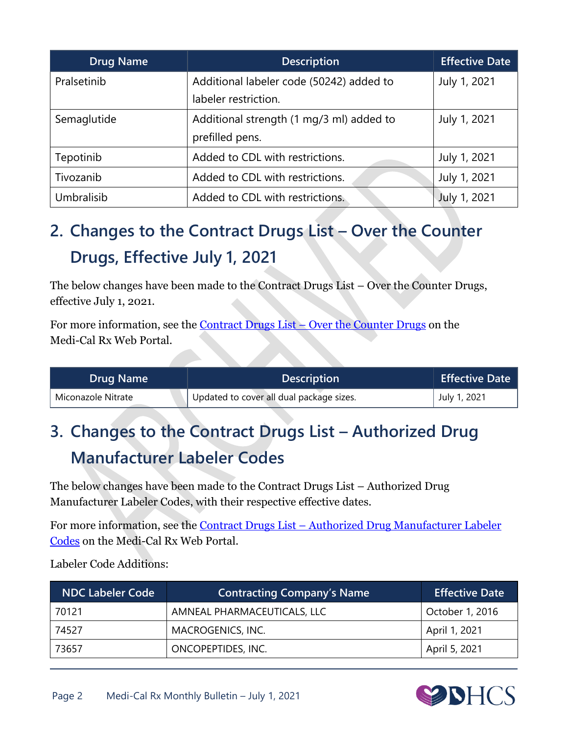| Drug Name | Description | Effective Date |
| --- | --- | --- |
| Pralsetinib | Additional labeler code (50242) added to labeler restriction. | July 1, 2021 |
| Semaglutide | Additional strength (1 mg/3 ml) added to prefilled pens. | July 1, 2021 |
| Tepotinib | Added to CDL with restrictions. | July 1, 2021 |
| Tivozanib | Added to CDL with restrictions. | July 1, 2021 |
| Umbralisib | Added to CDL with restrictions. | July 1, 2021 |

## 2. Changes to the Contract Drugs List – Over the Counter Drugs, Effective July 1, 2021

The below changes have been made to the Contract Drugs List – Over the Counter Drugs, effective July 1, 2021.

For more information, see the Contract Drugs List – Over the Counter Drugs on the Medi-Cal Rx Web Portal.

| Drug Name | Description | Effective Date |
| --- | --- | --- |
| Miconazole Nitrate | Updated to cover all dual package sizes. | July 1, 2021 |

## 3. Changes to the Contract Drugs List – Authorized Drug Manufacturer Labeler Codes

The below changes have been made to the Contract Drugs List – Authorized Drug Manufacturer Labeler Codes, with their respective effective dates.

For more information, see the Contract Drugs List – Authorized Drug Manufacturer Labeler Codes on the Medi-Cal Rx Web Portal.

Labeler Code Additions:

| NDC Labeler Code | Contracting Company's Name | Effective Date |
| --- | --- | --- |
| 70121 | AMNEAL PHARMACEUTICALS, LLC | October 1, 2016 |
| 74527 | MACROGENICS, INC. | April 1, 2021 |
| 73657 | ONCOPEPTIDES, INC. | April 5, 2021 |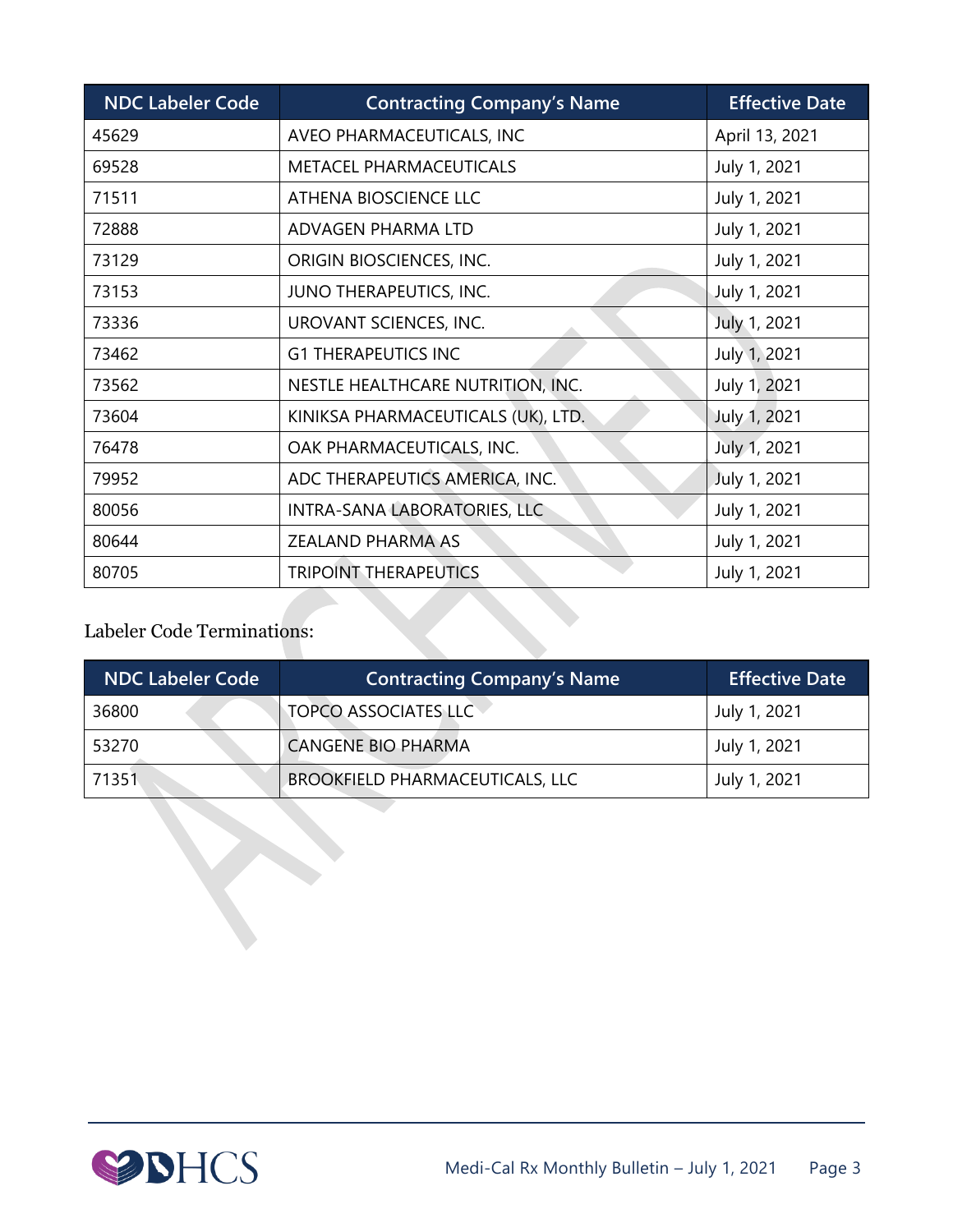| NDC Labeler Code | Contracting Company's Name | Effective Date |
|---|---|---|
| 45629 | AVEO PHARMACEUTICALS, INC | April 13, 2021 |
| 69528 | METACEL PHARMACEUTICALS | July 1, 2021 |
| 71511 | ATHENA BIOSCIENCE LLC | July 1, 2021 |
| 72888 | ADVAGEN PHARMA LTD | July 1, 2021 |
| 73129 | ORIGIN BIOSCIENCES, INC. | July 1, 2021 |
| 73153 | JUNO THERAPEUTICS, INC. | July 1, 2021 |
| 73336 | UROVANT SCIENCES, INC. | July 1, 2021 |
| 73462 | G1 THERAPEUTICS INC | July 1, 2021 |
| 73562 | NESTLE HEALTHCARE NUTRITION, INC. | July 1, 2021 |
| 73604 | KINIKSA PHARMACEUTICALS (UK), LTD. | July 1, 2021 |
| 76478 | OAK PHARMACEUTICALS, INC. | July 1, 2021 |
| 79952 | ADC THERAPEUTICS AMERICA, INC. | July 1, 2021 |
| 80056 | INTRA-SANA LABORATORIES, LLC | July 1, 2021 |
| 80644 | ZEALAND PHARMA AS | July 1, 2021 |
| 80705 | TRIPOINT THERAPEUTICS | July 1, 2021 |

Labeler Code Terminations:

| NDC Labeler Code | Contracting Company's Name | Effective Date |
|---|---|---|
| 36800 | TOPCO ASSOCIATES LLC | July 1, 2021 |
| 53270 | CANGENE BIO PHARMA | July 1, 2021 |
| 71351 | BROOKFIELD PHARMACEUTICALS, LLC | July 1, 2021 |